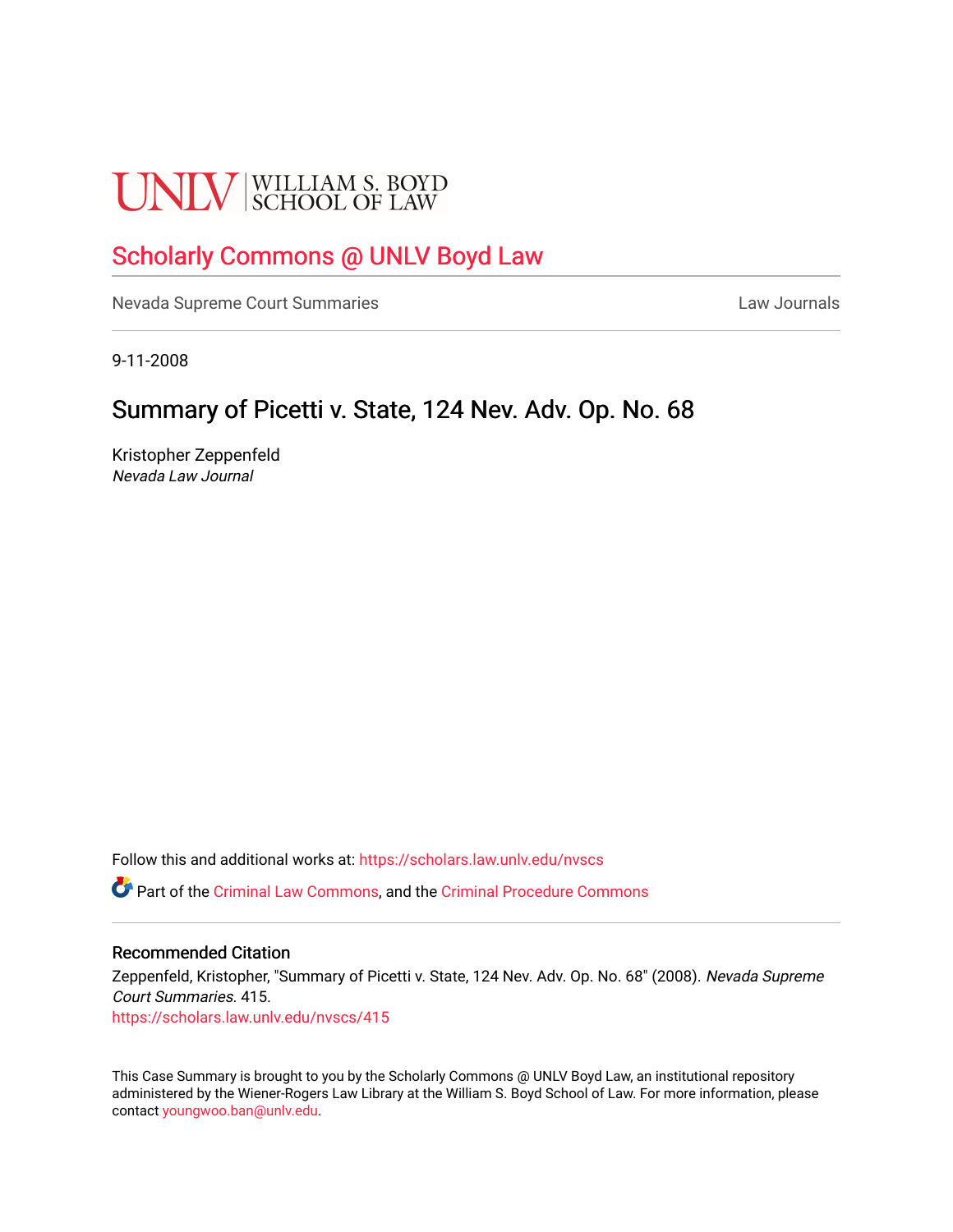UNLV | WILLIAM S. BOYD SCHOOL OF LAW

# Scholarly Commons @ UNLV Boyd Law

Nevada Supreme Court Summaries | Law Journals

9-11-2008

## Summary of Picetti v. State, 124 Nev. Adv. Op. No. 68

Kristopher Zeppenfeld
*Nevada Law Journal*

Follow this and additional works at: https://scholars.law.unlv.edu/nvscs

Part of the Criminal Law Commons, and the Criminal Procedure Commons

### Recommended Citation

Zeppenfeld, Kristopher, "Summary of Picetti v. State, 124 Nev. Adv. Op. No. 68" (2008). *Nevada Supreme Court Summaries*. 415.
https://scholars.law.unlv.edu/nvscs/415

This Case Summary is brought to you by the Scholarly Commons @ UNLV Boyd Law, an institutional repository administered by the Wiener-Rogers Law Library at the William S. Boyd School of Law. For more information, please contact youngwoo.ban@unlv.edu.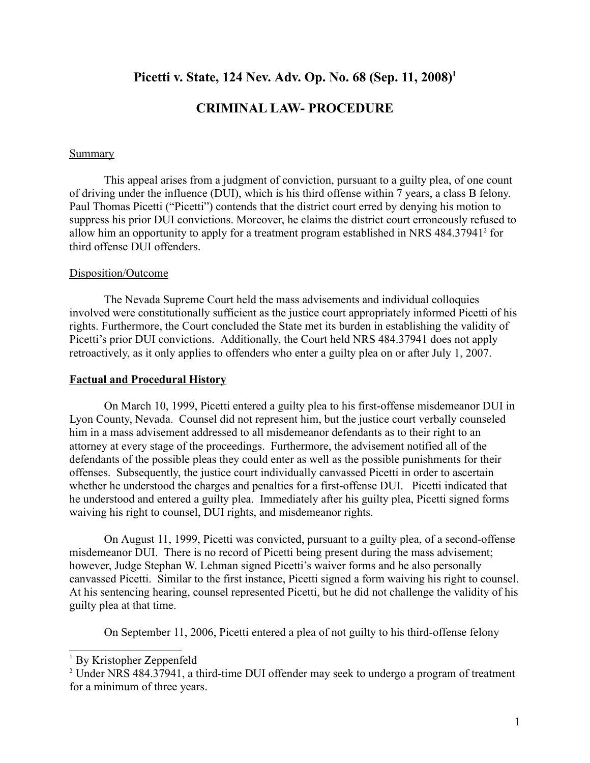# Picetti v. State, 124 Nev. Adv. Op. No. 68 (Sep. 11, 2008)[1]

## CRIMINAL LAW- PROCEDURE

Summary

This appeal arises from a judgment of conviction, pursuant to a guilty plea, of one count of driving under the influence (DUI), which is his third offense within 7 years, a class B felony. Paul Thomas Picetti ("Picetti") contends that the district court erred by denying his motion to suppress his prior DUI convictions. Moreover, he claims the district court erroneously refused to allow him an opportunity to apply for a treatment program established in NRS 484.37941[2] for third offense DUI offenders.

Disposition/Outcome

The Nevada Supreme Court held the mass advisements and individual colloquies involved were constitutionally sufficient as the justice court appropriately informed Picetti of his rights. Furthermore, the Court concluded the State met its burden in establishing the validity of Picetti's prior DUI convictions. Additionally, the Court held NRS 484.37941 does not apply retroactively, as it only applies to offenders who enter a guilty plea on or after July 1, 2007.

**Factual and Procedural History**

On March 10, 1999, Picetti entered a guilty plea to his first-offense misdemeanor DUI in Lyon County, Nevada. Counsel did not represent him, but the justice court verbally counseled him in a mass advisement addressed to all misdemeanor defendants as to their right to an attorney at every stage of the proceedings. Furthermore, the advisement notified all of the defendants of the possible pleas they could enter as well as the possible punishments for their offenses. Subsequently, the justice court individually canvassed Picetti in order to ascertain whether he understood the charges and penalties for a first-offense DUI. Picetti indicated that he understood and entered a guilty plea. Immediately after his guilty plea, Picetti signed forms waiving his right to counsel, DUI rights, and misdemeanor rights.

On August 11, 1999, Picetti was convicted, pursuant to a guilty plea, of a second-offense misdemeanor DUI. There is no record of Picetti being present during the mass advisement; however, Judge Stephan W. Lehman signed Picetti's waiver forms and he also personally canvassed Picetti. Similar to the first instance, Picetti signed a form waiving his right to counsel. At his sentencing hearing, counsel represented Picetti, but he did not challenge the validity of his guilty plea at that time.

On September 11, 2006, Picetti entered a plea of not guilty to his third-offense felony

---

[1] By Kristopher Zeppenfeld

[2] Under NRS 484.37941, a third-time DUI offender may seek to undergo a program of treatment for a minimum of three years.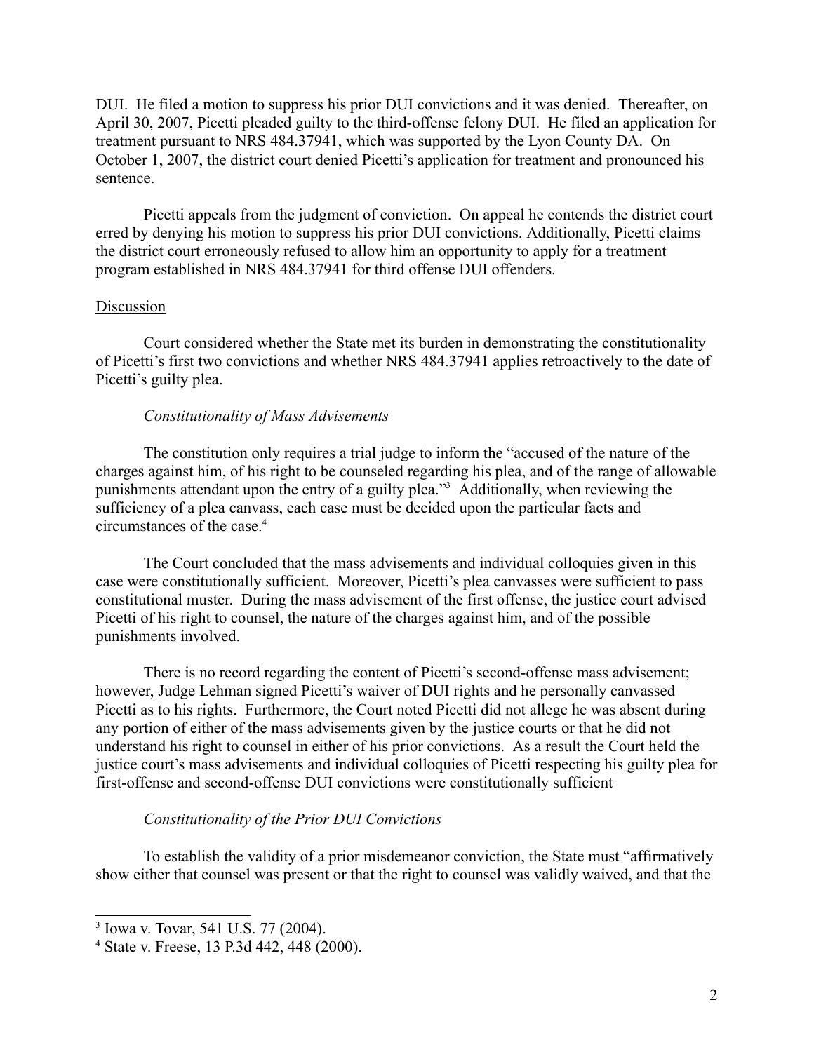DUI. He filed a motion to suppress his prior DUI convictions and it was denied. Thereafter, on April 30, 2007, Picetti pleaded guilty to the third-offense felony DUI. He filed an application for treatment pursuant to NRS 484.37941, which was supported by the Lyon County DA. On October 1, 2007, the district court denied Picetti's application for treatment and pronounced his sentence.

Picetti appeals from the judgment of conviction. On appeal he contends the district court erred by denying his motion to suppress his prior DUI convictions. Additionally, Picetti claims the district court erroneously refused to allow him an opportunity to apply for a treatment program established in NRS 484.37941 for third offense DUI offenders.

Discussion

Court considered whether the State met its burden in demonstrating the constitutionality of Picetti's first two convictions and whether NRS 484.37941 applies retroactively to the date of Picetti's guilty plea.

*Constitutionality of Mass Advisements*

The constitution only requires a trial judge to inform the "accused of the nature of the charges against him, of his right to be counseled regarding his plea, and of the range of allowable punishments attendant upon the entry of a guilty plea."[3] Additionally, when reviewing the sufficiency of a plea canvass, each case must be decided upon the particular facts and circumstances of the case.[4]

The Court concluded that the mass advisements and individual colloquies given in this case were constitutionally sufficient. Moreover, Picetti's plea canvasses were sufficient to pass constitutional muster. During the mass advisement of the first offense, the justice court advised Picetti of his right to counsel, the nature of the charges against him, and of the possible punishments involved.

There is no record regarding the content of Picetti's second-offense mass advisement; however, Judge Lehman signed Picetti's waiver of DUI rights and he personally canvassed Picetti as to his rights. Furthermore, the Court noted Picetti did not allege he was absent during any portion of either of the mass advisements given by the justice courts or that he did not understand his right to counsel in either of his prior convictions. As a result the Court held the justice court's mass advisements and individual colloquies of Picetti respecting his guilty plea for first-offense and second-offense DUI convictions were constitutionally sufficient

*Constitutionality of the Prior DUI Convictions*

To establish the validity of a prior misdemeanor conviction, the State must "affirmatively show either that counsel was present or that the right to counsel was validly waived, and that the

---

[3] Iowa v. Tovar, 541 U.S. 77 (2004).

[4] State v. Freese, 13 P.3d 442, 448 (2000).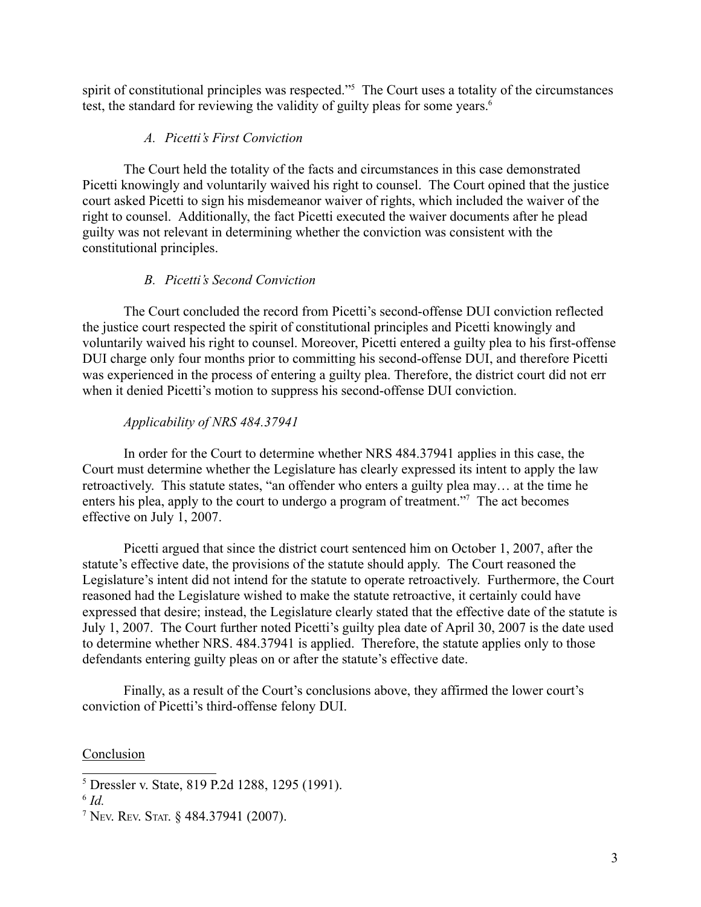spirit of constitutional principles was respected."[5] The Court uses a totality of the circumstances test, the standard for reviewing the validity of guilty pleas for some years.[6]

### *A. Picetti's First Conviction*

The Court held the totality of the facts and circumstances in this case demonstrated Picetti knowingly and voluntarily waived his right to counsel. The Court opined that the justice court asked Picetti to sign his misdemeanor waiver of rights, which included the waiver of the right to counsel. Additionally, the fact Picetti executed the waiver documents after he plead guilty was not relevant in determining whether the conviction was consistent with the constitutional principles.

### *B. Picetti's Second Conviction*

The Court concluded the record from Picetti's second-offense DUI conviction reflected the justice court respected the spirit of constitutional principles and Picetti knowingly and voluntarily waived his right to counsel. Moreover, Picetti entered a guilty plea to his first-offense DUI charge only four months prior to committing his second-offense DUI, and therefore Picetti was experienced in the process of entering a guilty plea. Therefore, the district court did not err when it denied Picetti's motion to suppress his second-offense DUI conviction.

### *Applicability of NRS 484.37941*

In order for the Court to determine whether NRS 484.37941 applies in this case, the Court must determine whether the Legislature has clearly expressed its intent to apply the law retroactively. This statute states, "an offender who enters a guilty plea may… at the time he enters his plea, apply to the court to undergo a program of treatment."[7] The act becomes effective on July 1, 2007.

Picetti argued that since the district court sentenced him on October 1, 2007, after the statute's effective date, the provisions of the statute should apply. The Court reasoned the Legislature's intent did not intend for the statute to operate retroactively. Furthermore, the Court reasoned had the Legislature wished to make the statute retroactive, it certainly could have expressed that desire; instead, the Legislature clearly stated that the effective date of the statute is July 1, 2007. The Court further noted Picetti's guilty plea date of April 30, 2007 is the date used to determine whether NRS. 484.37941 is applied. Therefore, the statute applies only to those defendants entering guilty pleas on or after the statute's effective date.

Finally, as a result of the Court's conclusions above, they affirmed the lower court's conviction of Picetti's third-offense felony DUI.

## Conclusion

---

[5] Dressler v. State, 819 P.2d 1288, 1295 (1991).

[6] *Id.*

[7] Nev. Rev. Stat. § 484.37941 (2007).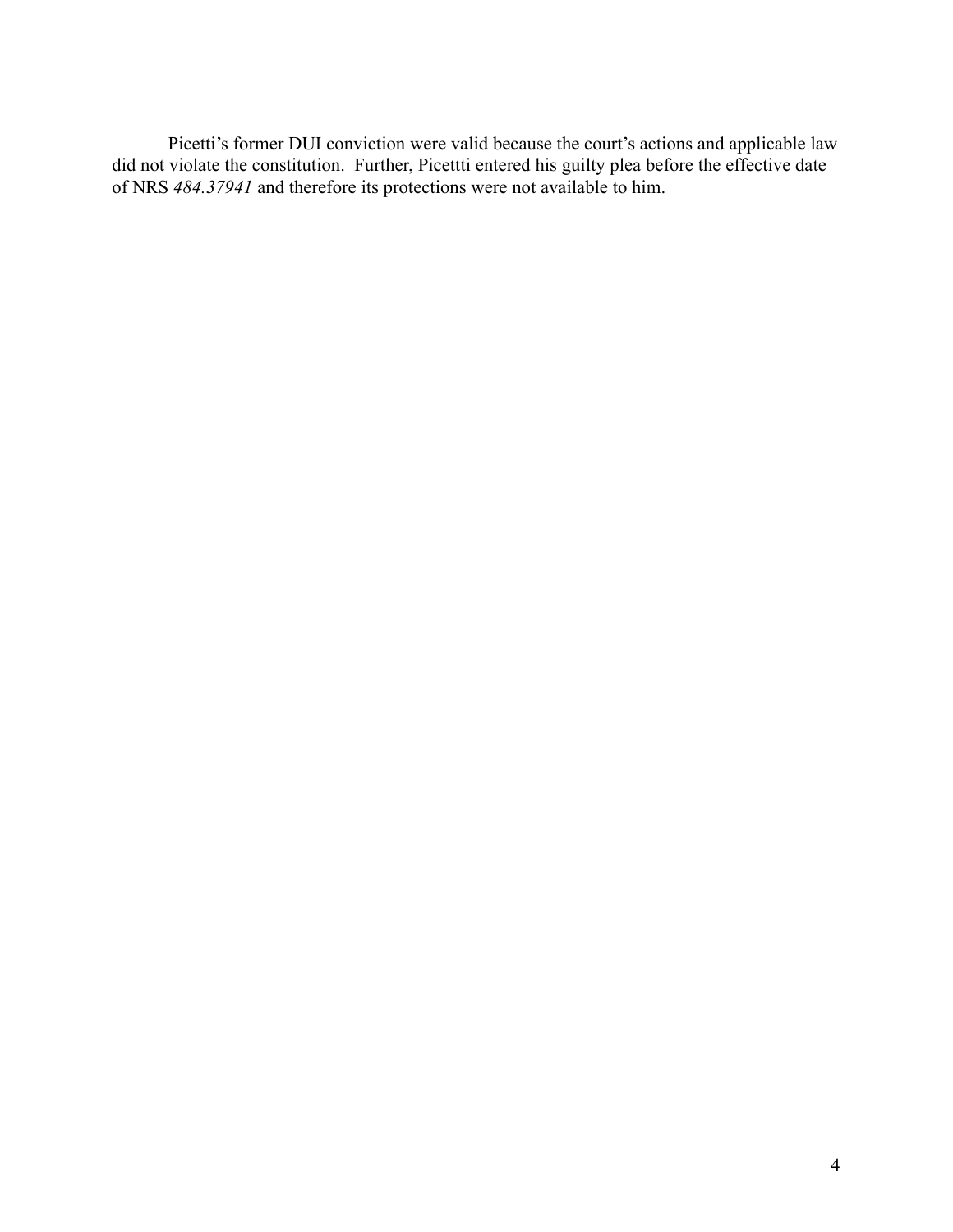Picetti's former DUI conviction were valid because the court's actions and applicable law did not violate the constitution. Further, Picettti entered his guilty plea before the effective date of NRS *484.37941* and therefore its protections were not available to him.